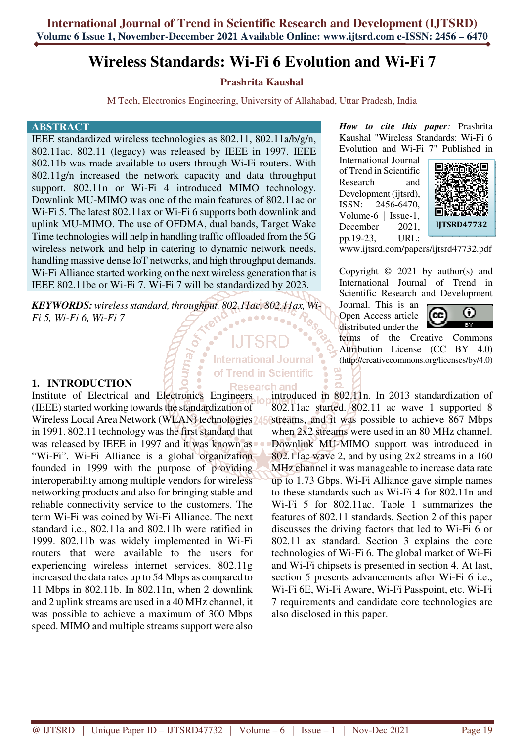# Wireless Standards: Wi-Fi 6 Evolution and Wi-Fi 7

**Prashrita Kaushal**

M Tech, Electronics Engineering, University of Allahabad, Uttar Pradesh, India

## ABSTRACT

IEEE standardized wireless technologies as 802.11, 802.11a/b/g/n, 802.11ac. 802.11 (legacy) was released by IEEE in 1997. IEEE 802.11b was made available to users through Wi-Fi routers. With 802.11g/n increased the network capacity and data throughput support. 802.11n or Wi-Fi 4 introduced MIMO technology. Downlink MU-MIMO was one of the main features of 802.11ac or Wi-Fi 5. The latest 802.11ax or Wi-Fi 6 supports both downlink and uplink MU-MIMO. The use of OFDMA, dual bands, Target Wake Time technologies will help in handling traffic offloaded from the 5G wireless network and help in catering to dynamic network needs, handling massive dense IoT networks, and high throughput demands. Wi-Fi Alliance started working on the next wireless generation that is IEEE 802.11be or Wi-Fi 7. Wi-Fi 7 will be standardized by 2023.

***KEYWORDS:*** *wireless standard, throughput, 802.11ac, 802.11ax, Wi-Fi 5, Wi-Fi 6, Wi-Fi 7*

***How to cite this paper:*** Prashrita Kaushal "Wireless Standards: Wi-Fi 6 Evolution and Wi-Fi 7" Published in International Journal of Trend in Scientific Research and Development (ijtsrd), ISSN: 2456-6470, Volume-6 | Issue-1, December 2021, pp.19-23, URL: www.ijtsrd.com/papers/ijtsrd47732.pdf

IJTSRD47732

Copyright © 2021 by author(s) and International Journal of Trend in Scientific Research and Development Journal. This is an Open Access article distributed under the terms of the Creative Commons Attribution License (CC BY 4.0) (http://creativecommons.org/licenses/by/4.0)

## 1. INTRODUCTION

Institute of Electrical and Electronics Engineers (IEEE) started working towards the standardization of Wireless Local Area Network (WLAN) technologies in 1991. 802.11 technology was the first standard that was released by IEEE in 1997 and it was known as "Wi-Fi". Wi-Fi Alliance is a global organization founded in 1999 with the purpose of providing interoperability among multiple vendors for wireless networking products and also for bringing stable and reliable connectivity service to the customers. The term Wi-Fi was coined by Wi-Fi Alliance. The next standard i.e., 802.11a and 802.11b were ratified in 1999. 802.11b was widely implemented in Wi-Fi routers that were available to the users for experiencing wireless internet services. 802.11g increased the data rates up to 54 Mbps as compared to 11 Mbps in 802.11b. In 802.11n, when 2 downlink and 2 uplink streams are used in a 40 MHz channel, it was possible to achieve a maximum of 300 Mbps speed. MIMO and multiple streams support were also introduced in 802.11n. In 2013 standardization of 802.11ac started. 802.11 ac wave 1 supported 8 streams, and it was possible to achieve 867 Mbps when 2x2 streams were used in an 80 MHz channel. Downlink MU-MIMO support was introduced in 802.11ac wave 2, and by using 2x2 streams in a 160 MHz channel it was manageable to increase data rate up to 1.73 Gbps. Wi-Fi Alliance gave simple names to these standards such as Wi-Fi 4 for 802.11n and Wi-Fi 5 for 802.11ac. Table 1 summarizes the features of 802.11 standards. Section 2 of this paper discusses the driving factors that led to Wi-Fi 6 or 802.11 ax standard. Section 3 explains the core technologies of Wi-Fi 6. The global market of Wi-Fi and Wi-Fi chipsets is presented in section 4. At last, section 5 presents advancements after Wi-Fi 6 i.e., Wi-Fi 6E, Wi-Fi Aware, Wi-Fi Passpoint, etc. Wi-Fi 7 requirements and candidate core technologies are also disclosed in this paper.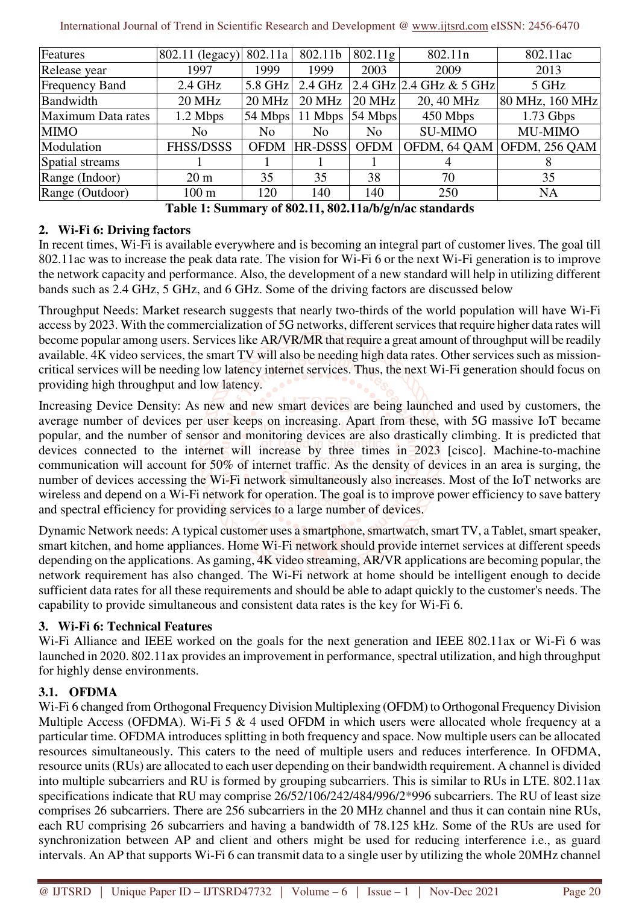| Features | 802.11 (legacy) | 802.11a | 802.11b | 802.11g | 802.11n | 802.11ac |
|---|---|---|---|---|---|---|
| Release year | 1997 | 1999 | 1999 | 2003 | 2009 | 2013 |
| Frequency Band | 2.4 GHz | 5.8 GHz | 2.4 GHz | 2.4 GHz | 2.4 GHz & 5 GHz | 5 GHz |
| Bandwidth | 20 MHz | 20 MHz | 20 MHz | 20 MHz | 20, 40 MHz | 80 MHz, 160 MHz |
| Maximum Data rates | 1.2 Mbps | 54 Mbps | 11 Mbps | 54 Mbps | 450 Mbps | 1.73 Gbps |
| MIMO | No | No | No | No | SU-MIMO | MU-MIMO |
| Modulation | FHSS/DSSS | OFDM | HR-DSSS | OFDM | OFDM, 64 QAM | OFDM, 256 QAM |
| Spatial streams | 1 | 1 | 1 | 1 | 4 | 8 |
| Range (Indoor) | 20 m | 35 | 35 | 38 | 70 | 35 |
| Range (Outdoor) | 100 m | 120 | 140 | 140 | 250 | NA |

**Table 1: Summary of 802.11, 802.11a/b/g/n/ac standards**

## 2. Wi-Fi 6: Driving factors

In recent times, Wi-Fi is available everywhere and is becoming an integral part of customer lives. The goal till 802.11ac was to increase the peak data rate. The vision for Wi-Fi 6 or the next Wi-Fi generation is to improve the network capacity and performance. Also, the development of a new standard will help in utilizing different bands such as 2.4 GHz, 5 GHz, and 6 GHz. Some of the driving factors are discussed below

Throughput Needs: Market research suggests that nearly two-thirds of the world population will have Wi-Fi access by 2023. With the commercialization of 5G networks, different services that require higher data rates will become popular among users. Services like AR/VR/MR that require a great amount of throughput will be readily available. 4K video services, the smart TV will also be needing high data rates. Other services such as mission-critical services will be needing low latency internet services. Thus, the next Wi-Fi generation should focus on providing high throughput and low latency.

Increasing Device Density: As new and new smart devices are being launched and used by customers, the average number of devices per user keeps on increasing. Apart from these, with 5G massive IoT became popular, and the number of sensor and monitoring devices are also drastically climbing. It is predicted that devices connected to the internet will increase by three times in 2023 [cisco]. Machine-to-machine communication will account for 50% of internet traffic. As the density of devices in an area is surging, the number of devices accessing the Wi-Fi network simultaneously also increases. Most of the IoT networks are wireless and depend on a Wi-Fi network for operation. The goal is to improve power efficiency to save battery and spectral efficiency for providing services to a large number of devices.

Dynamic Network needs: A typical customer uses a smartphone, smartwatch, smart TV, a Tablet, smart speaker, smart kitchen, and home appliances. Home Wi-Fi network should provide internet services at different speeds depending on the applications. As gaming, 4K video streaming, AR/VR applications are becoming popular, the network requirement has also changed. The Wi-Fi network at home should be intelligent enough to decide sufficient data rates for all these requirements and should be able to adapt quickly to the customer's needs. The capability to provide simultaneous and consistent data rates is the key for Wi-Fi 6.

## 3. Wi-Fi 6: Technical Features

Wi-Fi Alliance and IEEE worked on the goals for the next generation and IEEE 802.11ax or Wi-Fi 6 was launched in 2020. 802.11ax provides an improvement in performance, spectral utilization, and high throughput for highly dense environments.

### 3.1. OFDMA

Wi-Fi 6 changed from Orthogonal Frequency Division Multiplexing (OFDM) to Orthogonal Frequency Division Multiple Access (OFDMA). Wi-Fi 5 & 4 used OFDM in which users were allocated whole frequency at a particular time. OFDMA introduces splitting in both frequency and space. Now multiple users can be allocated resources simultaneously. This caters to the need of multiple users and reduces interference. In OFDMA, resource units (RUs) are allocated to each user depending on their bandwidth requirement. A channel is divided into multiple subcarriers and RU is formed by grouping subcarriers. This is similar to RUs in LTE. 802.11ax specifications indicate that RU may comprise 26/52/106/242/484/996/2*996 subcarriers. The RU of least size comprises 26 subcarriers. There are 256 subcarriers in the 20 MHz channel and thus it can contain nine RUs, each RU comprising 26 subcarriers and having a bandwidth of 78.125 kHz. Some of the RUs are used for synchronization between AP and client and others might be used for reducing interference i.e., as guard intervals. An AP that supports Wi-Fi 6 can transmit data to a single user by utilizing the whole 20MHz channel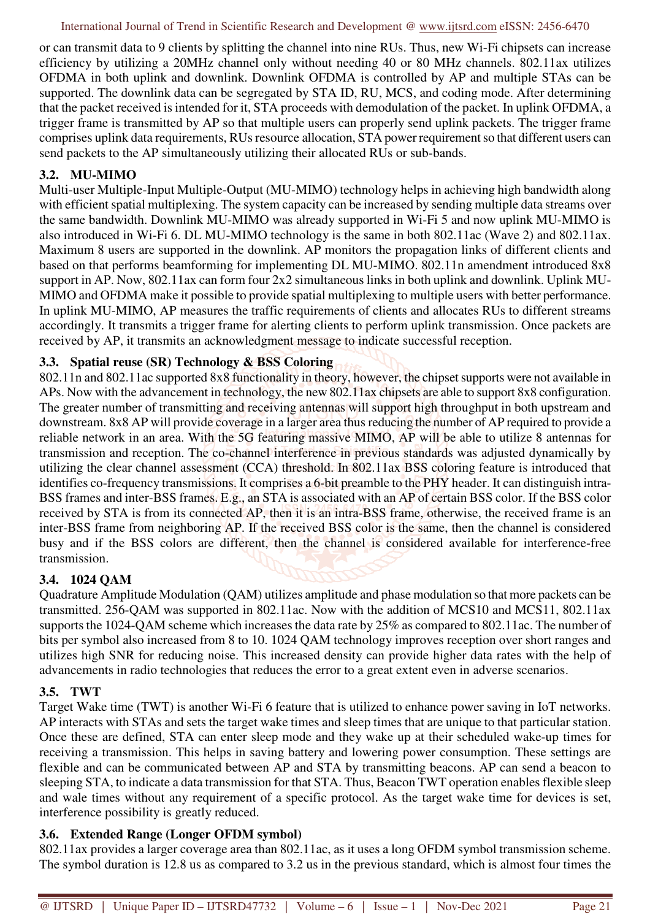or can transmit data to 9 clients by splitting the channel into nine RUs. Thus, new Wi-Fi chipsets can increase efficiency by utilizing a 20MHz channel only without needing 40 or 80 MHz channels. 802.11ax utilizes OFDMA in both uplink and downlink. Downlink OFDMA is controlled by AP and multiple STAs can be supported. The downlink data can be segregated by STA ID, RU, MCS, and coding mode. After determining that the packet received is intended for it, STA proceeds with demodulation of the packet. In uplink OFDMA, a trigger frame is transmitted by AP so that multiple users can properly send uplink packets. The trigger frame comprises uplink data requirements, RUs resource allocation, STA power requirement so that different users can send packets to the AP simultaneously utilizing their allocated RUs or sub-bands.

### 3.2. MU-MIMO

Multi-user Multiple-Input Multiple-Output (MU-MIMO) technology helps in achieving high bandwidth along with efficient spatial multiplexing. The system capacity can be increased by sending multiple data streams over the same bandwidth. Downlink MU-MIMO was already supported in Wi-Fi 5 and now uplink MU-MIMO is also introduced in Wi-Fi 6. DL MU-MIMO technology is the same in both 802.11ac (Wave 2) and 802.11ax. Maximum 8 users are supported in the downlink. AP monitors the propagation links of different clients and based on that performs beamforming for implementing DL MU-MIMO. 802.11n amendment introduced 8x8 support in AP. Now, 802.11ax can form four 2x2 simultaneous links in both uplink and downlink. Uplink MU-MIMO and OFDMA make it possible to provide spatial multiplexing to multiple users with better performance. In uplink MU-MIMO, AP measures the traffic requirements of clients and allocates RUs to different streams accordingly. It transmits a trigger frame for alerting clients to perform uplink transmission. Once packets are received by AP, it transmits an acknowledgment message to indicate successful reception.

### 3.3. Spatial reuse (SR) Technology & BSS Coloring

802.11n and 802.11ac supported 8x8 functionality in theory, however, the chipset supports were not available in APs. Now with the advancement in technology, the new 802.11ax chipsets are able to support 8x8 configuration. The greater number of transmitting and receiving antennas will support high throughput in both upstream and downstream. 8x8 AP will provide coverage in a larger area thus reducing the number of AP required to provide a reliable network in an area. With the 5G featuring massive MIMO, AP will be able to utilize 8 antennas for transmission and reception. The co-channel interference in previous standards was adjusted dynamically by utilizing the clear channel assessment (CCA) threshold. In 802.11ax BSS coloring feature is introduced that identifies co-frequency transmissions. It comprises a 6-bit preamble to the PHY header. It can distinguish intra-BSS frames and inter-BSS frames. E.g., an STA is associated with an AP of certain BSS color. If the BSS color received by STA is from its connected AP, then it is an intra-BSS frame, otherwise, the received frame is an inter-BSS frame from neighboring AP. If the received BSS color is the same, then the channel is considered busy and if the BSS colors are different, then the channel is considered available for interference-free transmission.

### 3.4. 1024 QAM

Quadrature Amplitude Modulation (QAM) utilizes amplitude and phase modulation so that more packets can be transmitted. 256-QAM was supported in 802.11ac. Now with the addition of MCS10 and MCS11, 802.11ax supports the 1024-QAM scheme which increases the data rate by 25% as compared to 802.11ac. The number of bits per symbol also increased from 8 to 10. 1024 QAM technology improves reception over short ranges and utilizes high SNR for reducing noise. This increased density can provide higher data rates with the help of advancements in radio technologies that reduces the error to a great extent even in adverse scenarios.

### 3.5. TWT

Target Wake time (TWT) is another Wi-Fi 6 feature that is utilized to enhance power saving in IoT networks. AP interacts with STAs and sets the target wake times and sleep times that are unique to that particular station. Once these are defined, STA can enter sleep mode and they wake up at their scheduled wake-up times for receiving a transmission. This helps in saving battery and lowering power consumption. These settings are flexible and can be communicated between AP and STA by transmitting beacons. AP can send a beacon to sleeping STA, to indicate a data transmission for that STA. Thus, Beacon TWT operation enables flexible sleep and wale times without any requirement of a specific protocol. As the target wake time for devices is set, interference possibility is greatly reduced.

### 3.6. Extended Range (Longer OFDM symbol)

802.11ax provides a larger coverage area than 802.11ac, as it uses a long OFDM symbol transmission scheme. The symbol duration is 12.8 us as compared to 3.2 us in the previous standard, which is almost four times the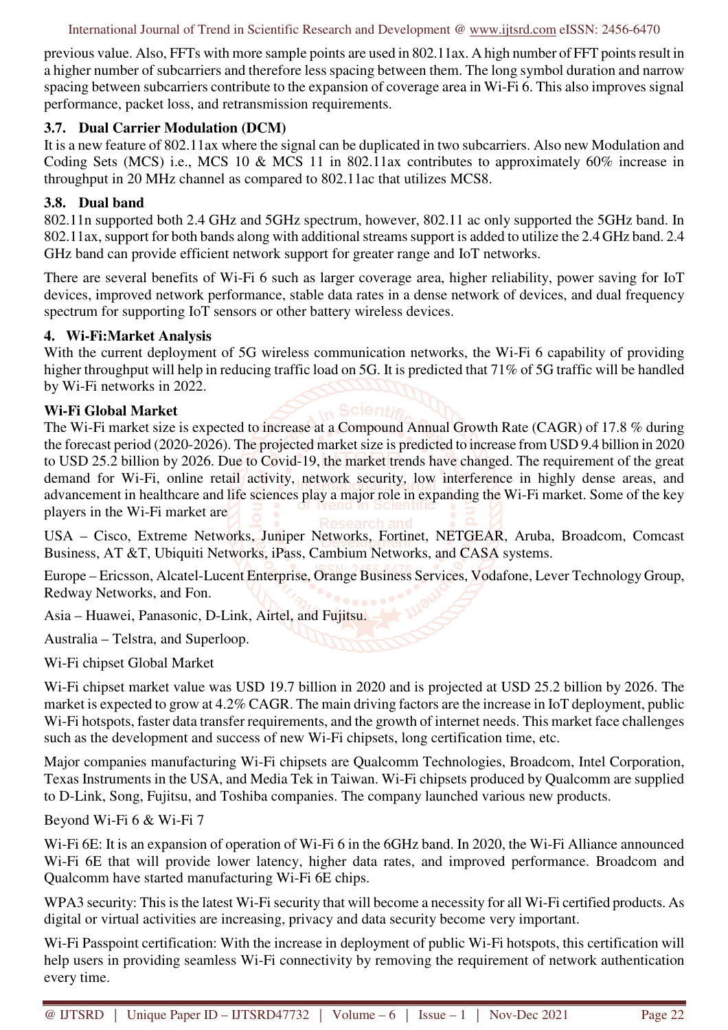previous value. Also, FFTs with more sample points are used in 802.11ax. A high number of FFT points result in a higher number of subcarriers and therefore less spacing between them. The long symbol duration and narrow spacing between subcarriers contribute to the expansion of coverage area in Wi-Fi 6. This also improves signal performance, packet loss, and retransmission requirements.

### 3.7. Dual Carrier Modulation (DCM)

It is a new feature of 802.11ax where the signal can be duplicated in two subcarriers. Also new Modulation and Coding Sets (MCS) i.e., MCS 10 & MCS 11 in 802.11ax contributes to approximately 60% increase in throughput in 20 MHz channel as compared to 802.11ac that utilizes MCS8.

### 3.8. Dual band

802.11n supported both 2.4 GHz and 5GHz spectrum, however, 802.11 ac only supported the 5GHz band. In 802.11ax, support for both bands along with additional streams support is added to utilize the 2.4 GHz band. 2.4 GHz band can provide efficient network support for greater range and IoT networks.

There are several benefits of Wi-Fi 6 such as larger coverage area, higher reliability, power saving for IoT devices, improved network performance, stable data rates in a dense network of devices, and dual frequency spectrum for supporting IoT sensors or other battery wireless devices.

## 4. Wi-Fi:Market Analysis

With the current deployment of 5G wireless communication networks, the Wi-Fi 6 capability of providing higher throughput will help in reducing traffic load on 5G. It is predicted that 71% of 5G traffic will be handled by Wi-Fi networks in 2022.

**Wi-Fi Global Market**

The Wi-Fi market size is expected to increase at a Compound Annual Growth Rate (CAGR) of 17.8 % during the forecast period (2020-2026). The projected market size is predicted to increase from USD 9.4 billion in 2020 to USD 25.2 billion by 2026. Due to Covid-19, the market trends have changed. The requirement of the great demand for Wi-Fi, online retail activity, network security, low interference in highly dense areas, and advancement in healthcare and life sciences play a major role in expanding the Wi-Fi market. Some of the key players in the Wi-Fi market are

USA – Cisco, Extreme Networks, Juniper Networks, Fortinet, NETGEAR, Aruba, Broadcom, Comcast Business, AT &T, Ubiquiti Networks, iPass, Cambium Networks, and CASA systems.

Europe – Ericsson, Alcatel-Lucent Enterprise, Orange Business Services, Vodafone, Lever Technology Group, Redway Networks, and Fon.

Asia – Huawei, Panasonic, D-Link, Airtel, and Fujitsu.

Australia – Telstra, and Superloop.

Wi-Fi chipset Global Market

Wi-Fi chipset market value was USD 19.7 billion in 2020 and is projected at USD 25.2 billion by 2026. The market is expected to grow at 4.2% CAGR. The main driving factors are the increase in IoT deployment, public Wi-Fi hotspots, faster data transfer requirements, and the growth of internet needs. This market face challenges such as the development and success of new Wi-Fi chipsets, long certification time, etc.

Major companies manufacturing Wi-Fi chipsets are Qualcomm Technologies, Broadcom, Intel Corporation, Texas Instruments in the USA, and Media Tek in Taiwan. Wi-Fi chipsets produced by Qualcomm are supplied to D-Link, Song, Fujitsu, and Toshiba companies. The company launched various new products.

Beyond Wi-Fi 6 & Wi-Fi 7

Wi-Fi 6E: It is an expansion of operation of Wi-Fi 6 in the 6GHz band. In 2020, the Wi-Fi Alliance announced Wi-Fi 6E that will provide lower latency, higher data rates, and improved performance. Broadcom and Qualcomm have started manufacturing Wi-Fi 6E chips.

WPA3 security: This is the latest Wi-Fi security that will become a necessity for all Wi-Fi certified products. As digital or virtual activities are increasing, privacy and data security become very important.

Wi-Fi Passpoint certification: With the increase in deployment of public Wi-Fi hotspots, this certification will help users in providing seamless Wi-Fi connectivity by removing the requirement of network authentication every time.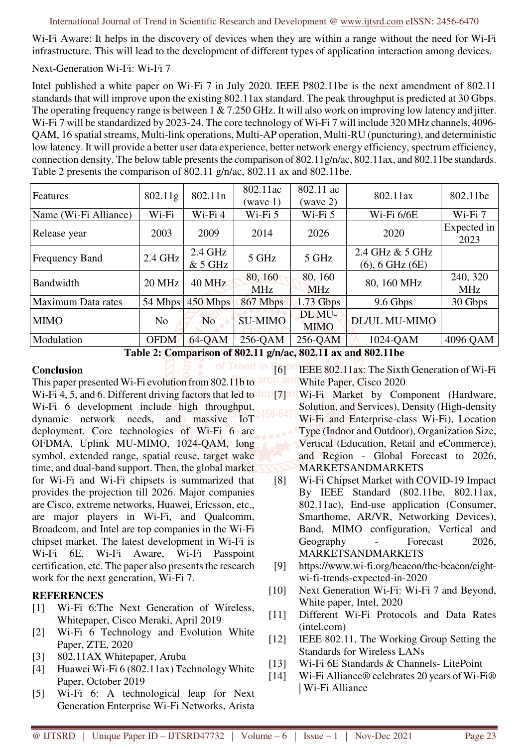Wi-Fi Aware: It helps in the discovery of devices when they are within a range without the need for Wi-Fi infrastructure. This will lead to the development of different types of application interaction among devices.

Next-Generation Wi-Fi: Wi-Fi 7

Intel published a white paper on Wi-Fi 7 in July 2020. IEEE P802.11be is the next amendment of 802.11 standards that will improve upon the existing 802.11ax standard. The peak throughput is predicted at 30 Gbps. The operating frequency range is between 1 & 7.250 GHz. It will also work on improving low latency and jitter. Wi-Fi 7 will be standardized by 2023-24. The core technology of Wi-Fi 7 will include 320 MHz channels, 4096-QAM, 16 spatial streams, Multi-link operations, Multi-AP operation, Multi-RU (puncturing), and deterministic low latency. It will provide a better user data experience, better network energy efficiency, spectrum efficiency, connection density. The below table presents the comparison of 802.11g/n/ac, 802.11ax, and 802.11be standards. Table 2 presents the comparison of 802.11 g/n/ac, 802.11 ax and 802.11be.

| Features | 802.11g | 802.11n | 802.11ac (wave 1) | 802.11 ac (wave 2) | 802.11ax | 802.11be |
|---|---|---|---|---|---|---|
| Name (Wi-Fi Alliance) | Wi-Fi | Wi-Fi 4 | Wi-Fi 5 | Wi-Fi 5 | Wi-Fi 6/6E | Wi-Fi 7 |
| Release year | 2003 | 2009 | 2014 | 2026 | 2020 | Expected in 2023 |
| Frequency Band | 2.4 GHz | 2.4 GHz & 5 GHz | 5 GHz | 5 GHz | 2.4 GHz & 5 GHz (6), 6 GHz (6E) | |
| Bandwidth | 20 MHz | 40 MHz | 80, 160 MHz | 80, 160 MHz | 80, 160 MHz | 240, 320 MHz |
| Maximum Data rates | 54 Mbps | 450 Mbps | 867 Mbps | 1.73 Gbps | 9.6 Gbps | 30 Gbps |
| MIMO | No | No | SU-MIMO | DL MU-MIMO | DL/UL MU-MIMO | |
| Modulation | OFDM | 64-QAM | 256-QAM | 256-QAM | 1024-QAM | 4096 QAM |

**Table 2: Comparison of 802.11 g/n/ac, 802.11 ax and 802.11be**

## Conclusion

This paper presented Wi-Fi evolution from 802.11b to Wi-Fi 4, 5, and 6. Different driving factors that led to Wi-Fi 6 development include high throughput, dynamic network needs, and massive IoT deployment. Core technologies of Wi-Fi 6 are OFDMA, Uplink MU-MIMO, 1024-QAM, long symbol, extended range, spatial reuse, target wake time, and dual-band support. Then, the global market for Wi-Fi and Wi-Fi chipsets is summarized that provides the projection till 2026. Major companies are Cisco, extreme networks, Huawei, Ericsson, etc., are major players in Wi-Fi, and Qualcomm, Broadcom, and Intel are top companies in the Wi-Fi chipset market. The latest development in Wi-Fi is Wi-Fi 6E, Wi-Fi Aware, Wi-Fi Passpoint certification, etc. The paper also presents the research work for the next generation, Wi-Fi 7.

## REFERENCES

[1] Wi-Fi 6:The Next Generation of Wireless, Whitepaper, Cisco Meraki, April 2019

[2] Wi-Fi 6 Technology and Evolution White Paper, ZTE, 2020

[3] 802.11AX Whitepaper, Aruba

[4] Huawei Wi-Fi 6 (802.11ax) Technology White Paper, October 2019

[5] Wi-Fi 6: A technological leap for Next Generation Enterprise Wi-Fi Networks, Arista

[6] IEEE 802.11ax: The Sixth Generation of Wi-Fi White Paper, Cisco 2020

[7] Wi-Fi Market by Component (Hardware, Solution, and Services), Density (High-density Wi-Fi and Enterprise-class Wi-Fi), Location Type (Indoor and Outdoor), Organization Size, Vertical (Education, Retail and eCommerce), and Region - Global Forecast to 2026, MARKETSANDMARKETS

[8] Wi-Fi Chipset Market with COVID-19 Impact By IEEE Standard (802.11be, 802.11ax, 802.11ac), End-use application (Consumer, Smarthome, AR/VR, Networking Devices), Band, MIMO configuration, Vertical and Geography - Forecast 2026, MARKETSANDMARKETS

[9] https://www.wi-fi.org/beacon/the-beacon/eight-wi-fi-trends-expected-in-2020

[10] Next Generation Wi-Fi: Wi-Fi 7 and Beyond, White paper, Intel, 2020

[11] Different Wi-Fi Protocols and Data Rates (intel.com)

[12] IEEE 802.11, The Working Group Setting the Standards for Wireless LANs

[13] Wi-Fi 6E Standards & Channels- LitePoint

[14] Wi-Fi Alliance® celebrates 20 years of Wi-Fi® | Wi-Fi Alliance